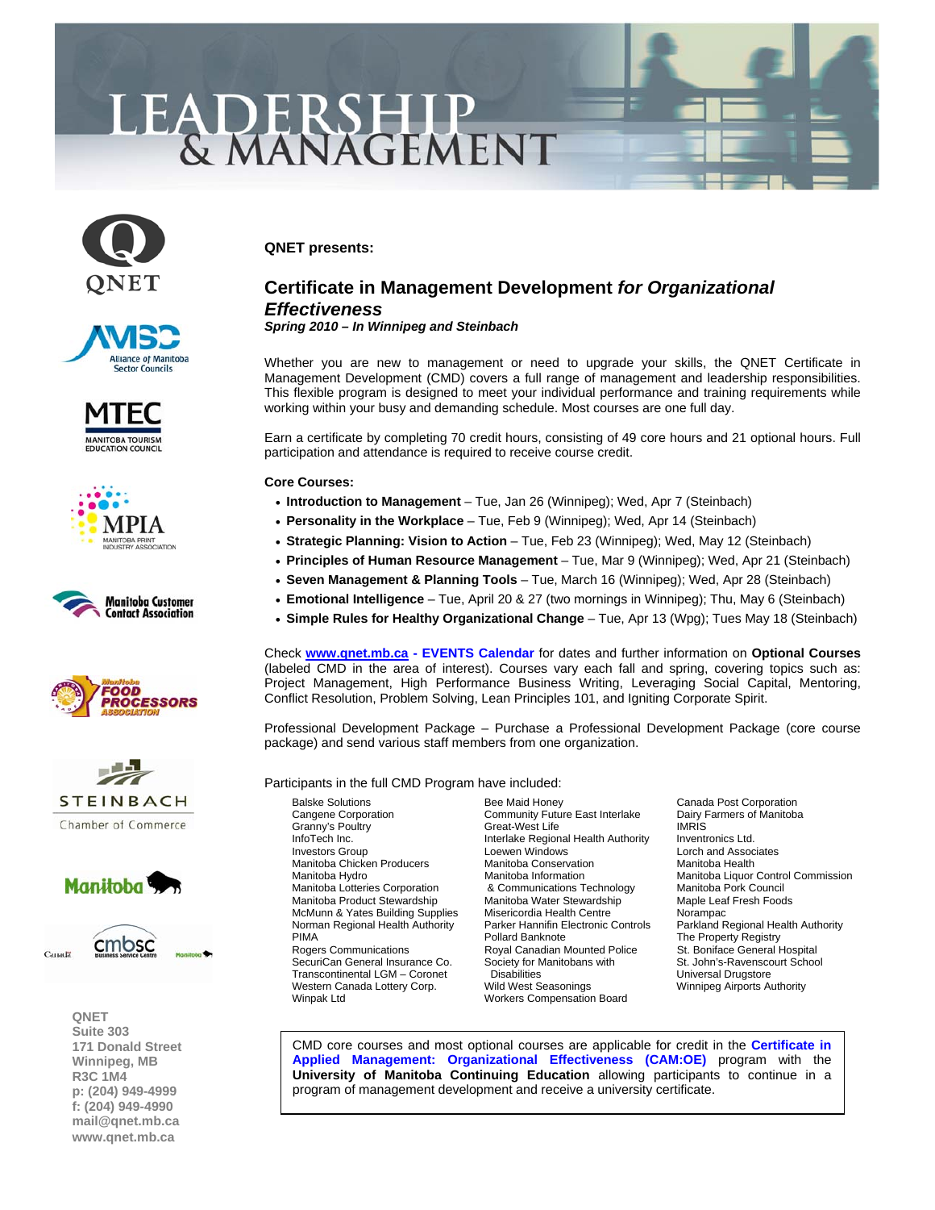# LEADERSHIP & MANAGEMENT

QNET

**QNET presents:**

## Certificate in Management Development *for Organizational Effectiveness*

***Spring 2010 – In Winnipeg and Steinbach***

Whether you are new to management or need to upgrade your skills, the QNET Certificate in Management Development (CMD) covers a full range of management and leadership responsibilities. This flexible program is designed to meet your individual performance and training requirements while working within your busy and demanding schedule. Most courses are one full day.

Earn a certificate by completing 70 credit hours, consisting of 49 core hours and 21 optional hours. Full participation and attendance is required to receive course credit.

**Core Courses:**

- **Introduction to Management** – Tue, Jan 26 (Winnipeg); Wed, Apr 7 (Steinbach)
- **Personality in the Workplace** – Tue, Feb 9 (Winnipeg); Wed, Apr 14 (Steinbach)
- **Strategic Planning: Vision to Action** – Tue, Feb 23 (Winnipeg); Wed, May 12 (Steinbach)
- **Principles of Human Resource Management** – Tue, Mar 9 (Winnipeg); Wed, Apr 21 (Steinbach)
- **Seven Management & Planning Tools** – Tue, March 16 (Winnipeg); Wed, Apr 28 (Steinbach)
- **Emotional Intelligence** – Tue, April 20 & 27 (two mornings in Winnipeg); Thu, May 6 (Steinbach)
- **Simple Rules for Healthy Organizational Change** – Tue, Apr 13 (Wpg); Tues May 18 (Steinbach)

Check **www.qnet.mb.ca - EVENTS Calendar** for dates and further information on **Optional Courses** (labeled CMD in the area of interest). Courses vary each fall and spring, covering topics such as: Project Management, High Performance Business Writing, Leveraging Social Capital, Mentoring, Conflict Resolution, Problem Solving, Lean Principles 101, and Igniting Corporate Spirit.

Professional Development Package – Purchase a Professional Development Package (core course package) and send various staff members from one organization.

Participants in the full CMD Program have included:

Balske Solutions
Cangene Corporation
Granny's Poultry
InfoTech Inc.
Investors Group
Manitoba Chicken Producers
Manitoba Hydro
Manitoba Lotteries Corporation
Manitoba Product Stewardship
McMunn & Yates Building Supplies
Norman Regional Health Authority
PIMA
Rogers Communications
SecuriCan General Insurance Co.
Transcontinental LGM – Coronet
Western Canada Lottery Corp.
Winpak Ltd
Bee Maid Honey
Community Future East Interlake
Great-West Life
Interlake Regional Health Authority
Loewen Windows
Manitoba Conservation
Manitoba Information & Communications Technology
Manitoba Water Stewardship
Misericordia Health Centre
Parker Hannifin Electronic Controls
Pollard Banknote
Royal Canadian Mounted Police
Society for Manitobans with Disabilities
Wild West Seasonings
Workers Compensation Board
Canada Post Corporation
Dairy Farmers of Manitoba
IMRIS
Inventronics Ltd.
Lorch and Associates
Manitoba Health
Manitoba Liquor Control Commission
Manitoba Pork Council
Maple Leaf Fresh Foods
Norampac
Parkland Regional Health Authority
The Property Registry
St. Boniface General Hospital
St. John's-Ravenscourt School
Universal Drugstore
Winnipeg Airports Authority

CMD core courses and most optional courses are applicable for credit in the **Certificate in Applied Management: Organizational Effectiveness (CAM:OE)** program with the **University of Manitoba Continuing Education** allowing participants to continue in a program of management development and receive a university certificate.

**QNET**
**Suite 303**
**171 Donald Street**
**Winnipeg, MB**
**R3C 1M4**
**p: (204) 949-4999**
**f: (204) 949-4990**
**mail@qnet.mb.ca**
**www.qnet.mb.ca**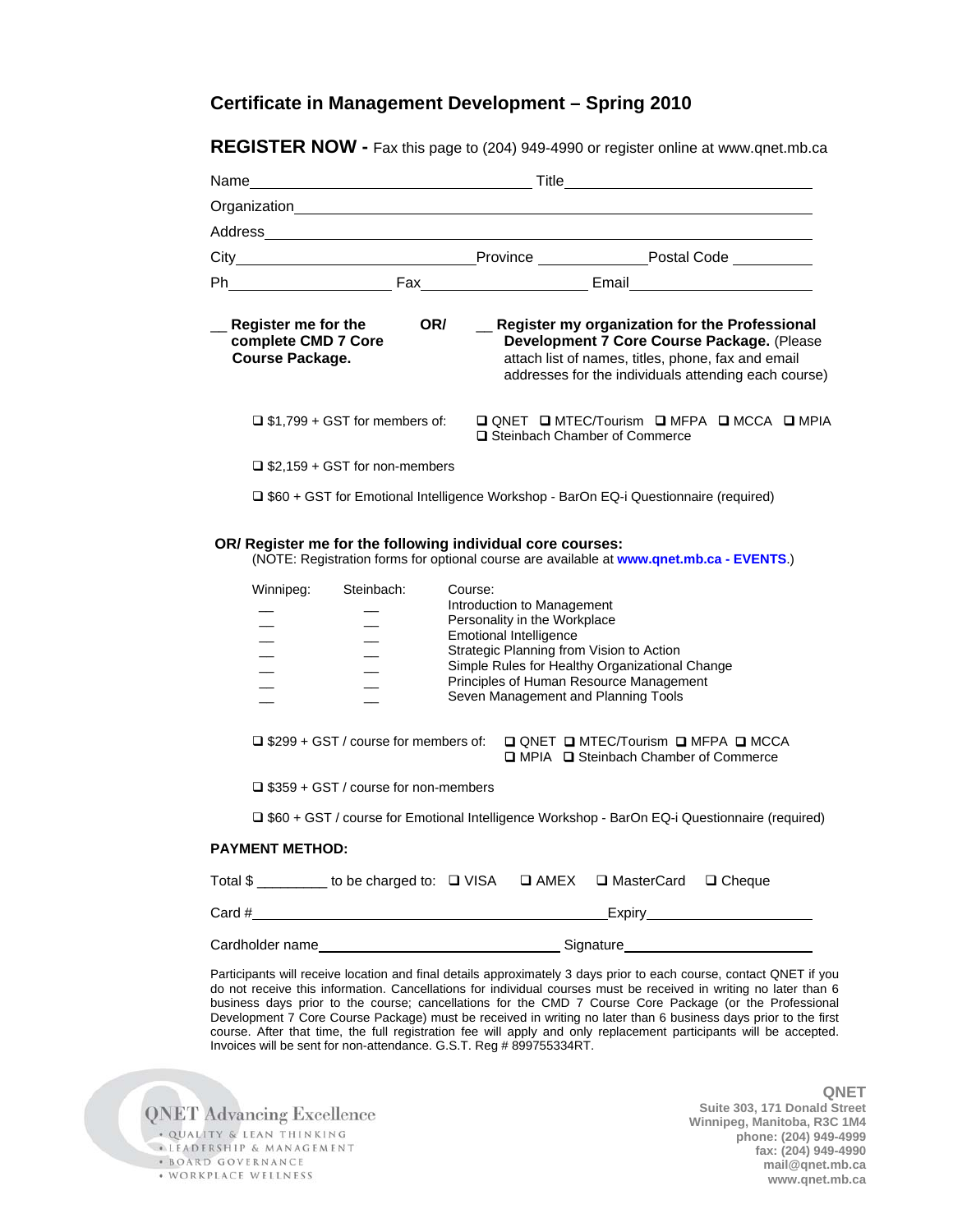# Certificate in Management Development – Spring 2010

**REGISTER NOW -** Fax this page to (204) 949-4990 or register online at www.qnet.mb.ca

Name_______________________________ Title_______________________________

Organization_______________________________________________________________

Address___________________________________________________________________

City_______________________ Province ______________ Postal Code __________

Ph____________________ Fax____________________ Email____________________

__ **Register me for the complete CMD 7 Core Course Package.** **OR/** __ **Register my organization for the Professional Development 7 Core Course Package.** (Please attach list of names, titles, phone, fax and email addresses for the individuals attending each course)

❑ $1,799 + GST for members of: ❑ QNET ❑ MTEC/Tourism ❑ MFPA ❑ MCCA ❑ MPIA ❑ Steinbach Chamber of Commerce

❑ $2,159 + GST for non-members

❑ $60 + GST for Emotional Intelligence Workshop - BarOn EQ-i Questionnaire (required)

**OR/ Register me for the following individual core courses:**
(NOTE: Registration forms for optional course are available at **www.qnet.mb.ca - EVENTS**.)

| Winnipeg: | Steinbach: | Course: |
|---|---|---|
| __ | __ | Introduction to Management |
| __ | __ | Personality in the Workplace |
| __ | __ | Emotional Intelligence |
| __ | __ | Strategic Planning from Vision to Action |
| __ | __ | Simple Rules for Healthy Organizational Change |
| __ | __ | Principles of Human Resource Management |
| __ | __ | Seven Management and Planning Tools |

❑ $299 + GST / course for members of: ❑ QNET ❑ MTEC/Tourism ❑ MFPA ❑ MCCA ❑ MPIA ❑ Steinbach Chamber of Commerce

❑ $359 + GST / course for non-members

❑ $60 + GST / course for Emotional Intelligence Workshop - BarOn EQ-i Questionnaire (required)

**PAYMENT METHOD:**

Total $ ________ to be charged to: ❑ VISA ❑ AMEX ❑ MasterCard ❑ Cheque

Card #______________________________________ Expiry____________________

Cardholder name______________________________ Signature____________________

Participants will receive location and final details approximately 3 days prior to each course, contact QNET if you do not receive this information. Cancellations for individual courses must be received in writing no later than 6 business days prior to the course; cancellations for the CMD 7 Course Core Package (or the Professional Development 7 Core Course Package) must be received in writing no later than 6 business days prior to the first course. After that time, the full registration fee will apply and only replacement participants will be accepted. Invoices will be sent for non-attendance. G.S.T. Reg # 899755334RT.

QNET Advancing Excellence
• QUALITY & LEAN THINKING
• LEADERSHIP & MANAGEMENT
• BOARD GOVERNANCE
• WORKPLACE WELLNESS

**QNET**
**Suite 303, 171 Donald Street**
**Winnipeg, Manitoba, R3C 1M4**
**phone: (204) 949-4999**
**fax: (204) 949-4990**
**mail@qnet.mb.ca**
**www.qnet.mb.ca**